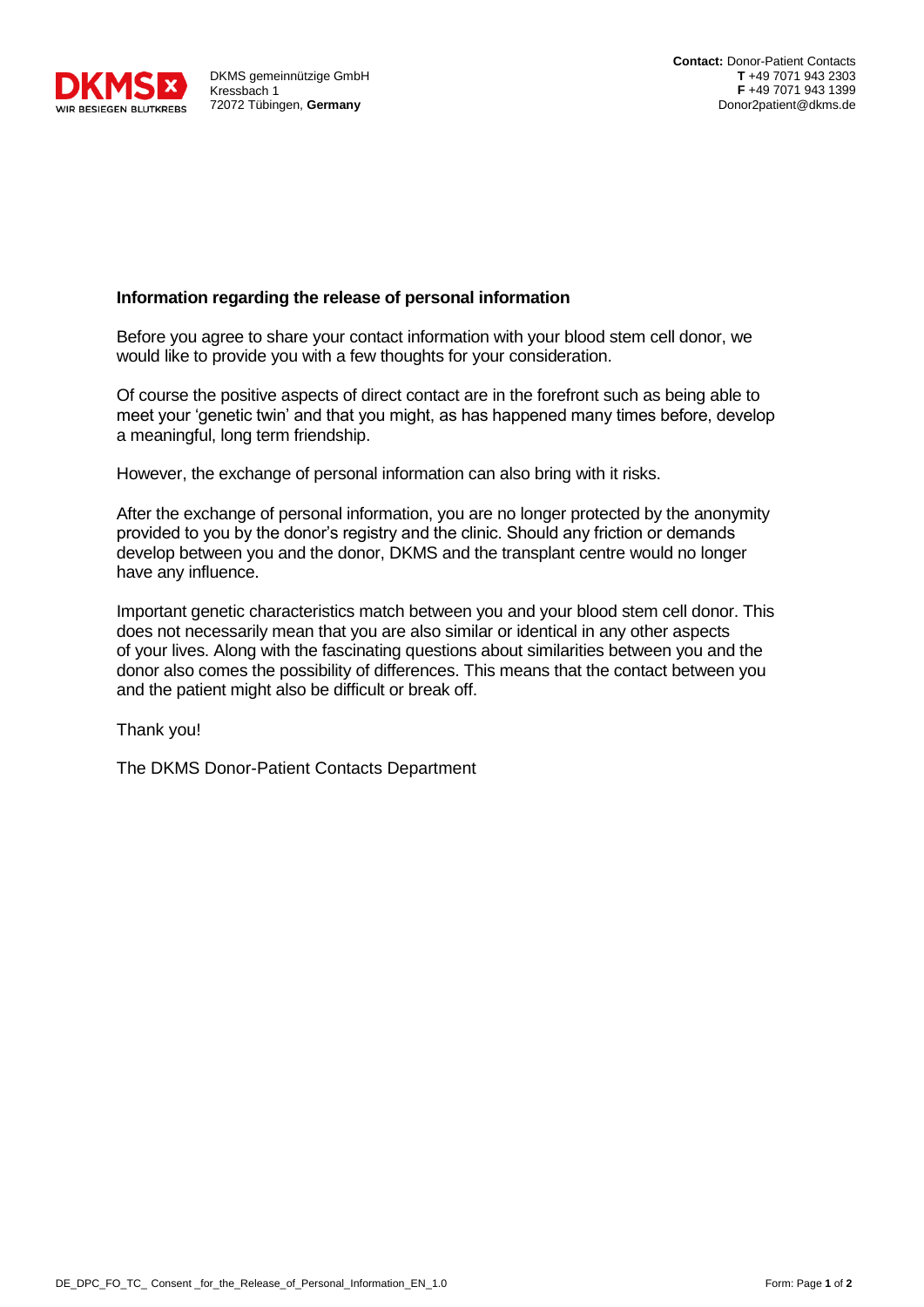DKMS gemeinnützige GmbH
Kressbach 1
72072 Tübingen, **Germany**

**Contact:** Donor-Patient Contacts
**T** +49 7071 943 2303
**F** +49 7071 943 1399
Donor2patient@dkms.de

**Information regarding the release of personal information**

Before you agree to share your contact information with your blood stem cell donor, we would like to provide you with a few thoughts for your consideration.

Of course the positive aspects of direct contact are in the forefront such as being able to meet your 'genetic twin' and that you might, as has happened many times before, develop a meaningful, long term friendship.

However, the exchange of personal information can also bring with it risks.

After the exchange of personal information, you are no longer protected by the anonymity provided to you by the donor's registry and the clinic. Should any friction or demands develop between you and the donor, DKMS and the transplant centre would no longer have any influence.

Important genetic characteristics match between you and your blood stem cell donor. This does not necessarily mean that you are also similar or identical in any other aspects of your lives. Along with the fascinating questions about similarities between you and the donor also comes the possibility of differences. This means that the contact between you and the patient might also be difficult or break off.

Thank you!

The DKMS Donor-Patient Contacts Department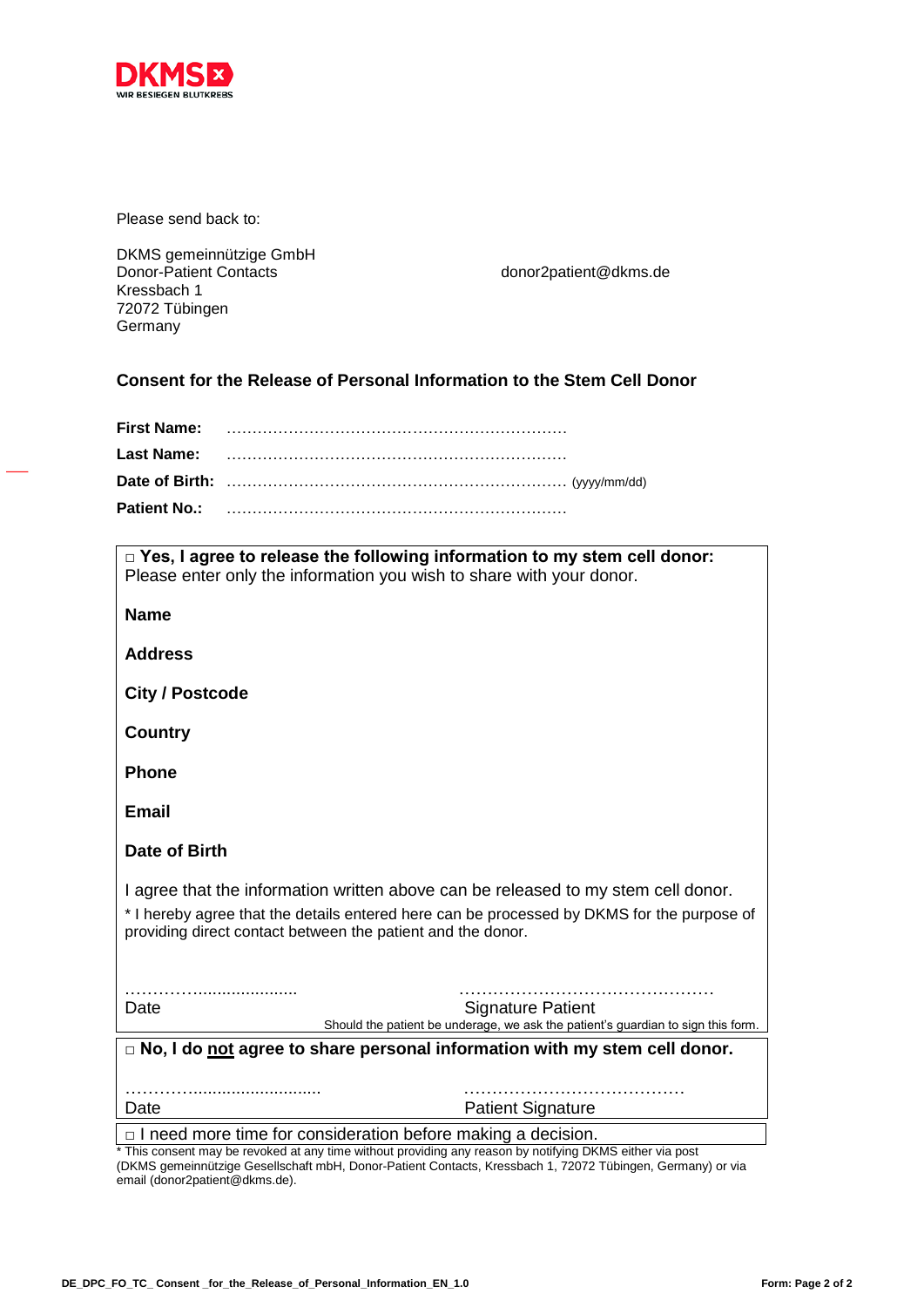DKMS
WIR BESIEGEN BLUTKREBS

Please send back to:

DKMS gemeinnützige GmbH
Donor-Patient Contacts
Kressbach 1
72072 Tübingen
Germany

donor2patient@dkms.de

## Consent for the Release of Personal Information to the Stem Cell Donor

**First Name:** ……………………………………………………….

**Last Name:** ……………………………………………………….

**Date of Birth:** ………………………………………………………. (yyyy/mm/dd)

**Patient No.:** ……………………………………………………….

□ **Yes, I agree to release the following information to my stem cell donor:**
Please enter only the information you wish to share with your donor.

**Name**

**Address**

**City / Postcode**

**Country**

**Phone**

**Email**

**Date of Birth**

I agree that the information written above can be released to my stem cell donor.

* I hereby agree that the details entered here can be processed by DKMS for the purpose of providing direct contact between the patient and the donor.

……………..................
Date

………………………………………
Signature Patient

Should the patient be underage, we ask the patient's guardian to sign this form.

□ **No, I do <u>not</u> agree to share personal information with my stem cell donor.**

……………..........................
Date

…………………………………
Patient Signature

□ I need more time for consideration before making a decision.

* This consent may be revoked at any time without providing any reason by notifying DKMS either via post (DKMS gemeinnützige Gesellschaft mbH, Donor-Patient Contacts, Kressbach 1, 72072 Tübingen, Germany) or via email (donor2patient@dkms.de).

DE_DPC_FO_TC_ Consent _for_the_Release_of_Personal_Information_EN_1.0